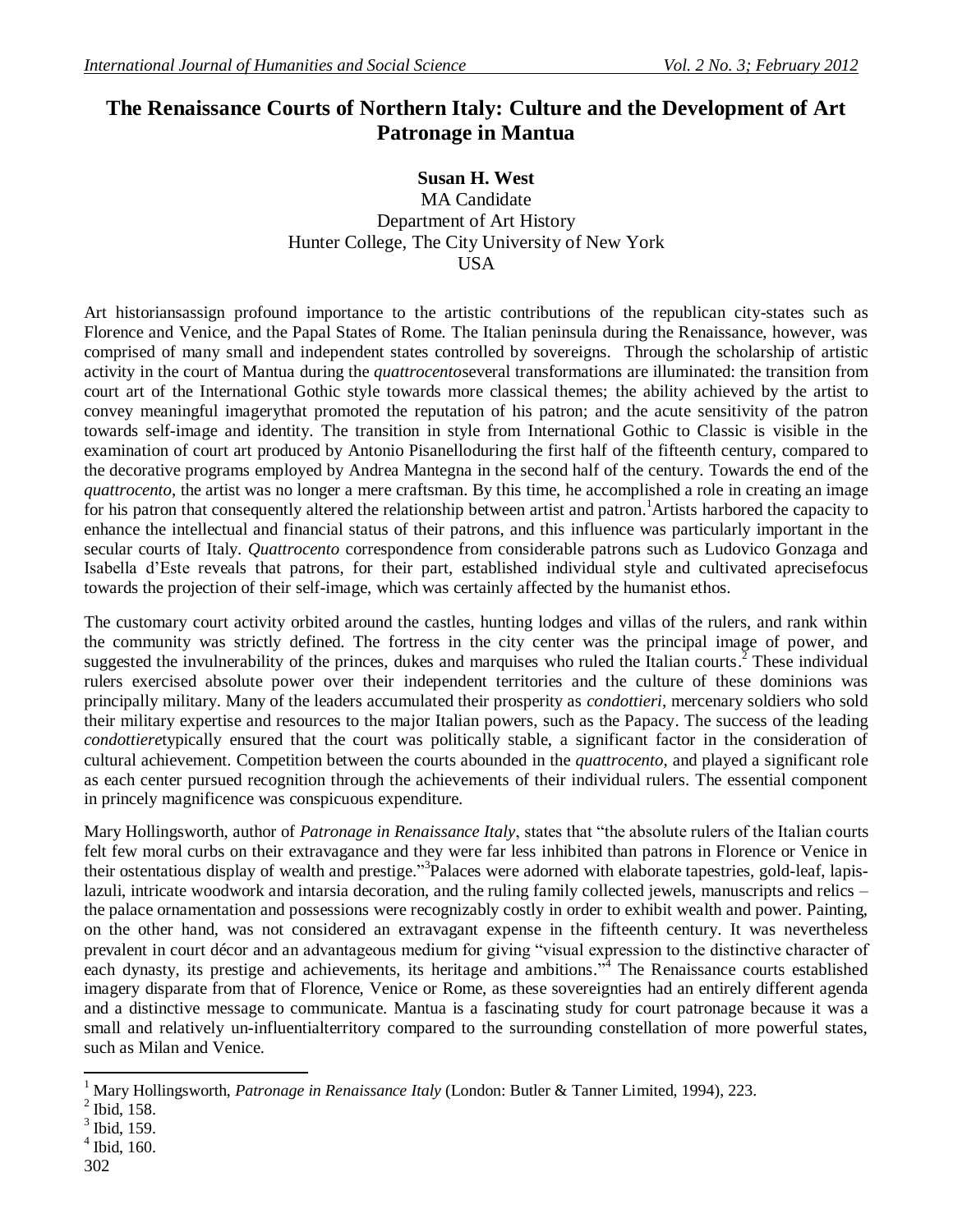# The Renaissance Courts of Northern Italy: Culture and the Development of Art Patronage in Mantua

**Susan H. West**
MA Candidate
Department of Art History
Hunter College, The City University of New York
USA

Art historiansassign profound importance to the artistic contributions of the republican city-states such as Florence and Venice, and the Papal States of Rome. The Italian peninsula during the Renaissance, however, was comprised of many small and independent states controlled by sovereigns. Through the scholarship of artistic activity in the court of Mantua during the *quattrocento*several transformations are illuminated: the transition from court art of the International Gothic style towards more classical themes; the ability achieved by the artist to convey meaningful imagerythat promoted the reputation of his patron; and the acute sensitivity of the patron towards self-image and identity. The transition in style from International Gothic to Classic is visible in the examination of court art produced by Antonio Pisanelloduring the first half of the fifteenth century, compared to the decorative programs employed by Andrea Mantegna in the second half of the century. Towards the end of the *quattrocento*, the artist was no longer a mere craftsman. By this time, he accomplished a role in creating an image for his patron that consequently altered the relationship between artist and patron.[1]Artists harbored the capacity to enhance the intellectual and financial status of their patrons, and this influence was particularly important in the secular courts of Italy. *Quattrocento* correspondence from considerable patrons such as Ludovico Gonzaga and Isabella d'Este reveals that patrons, for their part, established individual style and cultivated apreciseﬁocus towards the projection of their self-image, which was certainly affected by the humanist ethos.

The customary court activity orbited around the castles, hunting lodges and villas of the rulers, and rank within the community was strictly defined. The fortress in the city center was the principal image of power, and suggested the invulnerability of the princes, dukes and marquises who ruled the Italian courts.[2] These individual rulers exercised absolute power over their independent territories and the culture of these dominions was principally military. Many of the leaders accumulated their prosperity as *condottieri*, mercenary soldiers who sold their military expertise and resources to the major Italian powers, such as the Papacy. The success of the leading *condottiere*typically ensured that the court was politically stable, a significant factor in the consideration of cultural achievement. Competition between the courts abounded in the *quattrocento*, and played a significant role as each center pursued recognition through the achievements of their individual rulers. The essential component in princely magnificence was conspicuous expenditure.

Mary Hollingsworth, author of *Patronage in Renaissance Italy*, states that "the absolute rulers of the Italian courts felt few moral curbs on their extravagance and they were far less inhibited than patrons in Florence or Venice in their ostentatious display of wealth and prestige."[3]Palaces were adorned with elaborate tapestries, gold-leaf, lapis-lazuli, intricate woodwork and intarsia decoration, and the ruling family collected jewels, manuscripts and relics – the palace ornamentation and possessions were recognizably costly in order to exhibit wealth and power. Painting, on the other hand, was not considered an extravagant expense in the fifteenth century. It was nevertheless prevalent in court décor and an advantageous medium for giving "visual expression to the distinctive character of each dynasty, its prestige and achievements, its heritage and ambitions."[4] The Renaissance courts established imagery disparate from that of Florence, Venice or Rome, as these sovereignties had an entirely different agenda and a distinctive message to communicate. Mantua is a fascinating study for court patronage because it was a small and relatively un-influentialterritory compared to the surrounding constellation of more powerful states, such as Milan and Venice.

---

[1] Mary Hollingsworth, *Patronage in Renaissance Italy* (London: Butler & Tanner Limited, 1994), 223.

[2] Ibid, 158.

[3] Ibid, 159.

[4] Ibid, 160.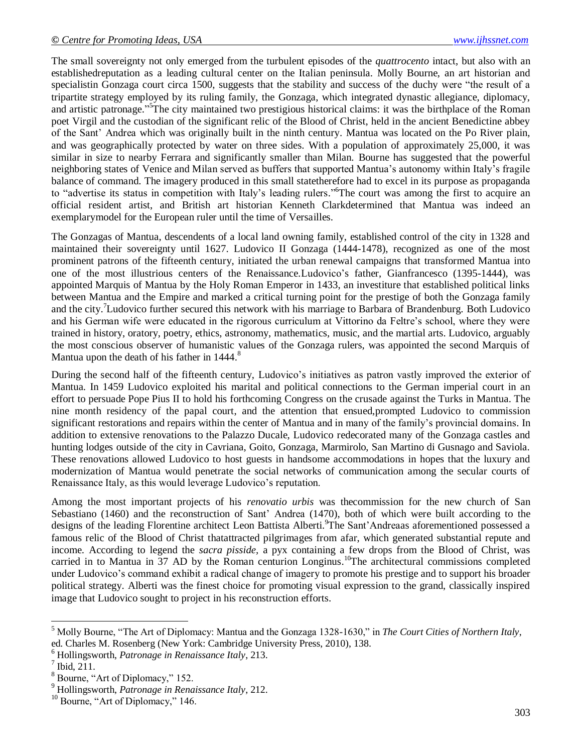The small sovereignty not only emerged from the turbulent episodes of the *quattrocento* intact, but also with an establishedreputation as a leading cultural center on the Italian peninsula. Molly Bourne, an art historian and specialistin Gonzaga court circa 1500, suggests that the stability and success of the duchy were "the result of a tripartite strategy employed by its ruling family, the Gonzaga, which integrated dynastic allegiance, diplomacy, and artistic patronage."[5]The city maintained two prestigious historical claims: it was the birthplace of the Roman poet Virgil and the custodian of the significant relic of the Blood of Christ, held in the ancient Benedictine abbey of the Sant' Andrea which was originally built in the ninth century. Mantua was located on the Po River plain, and was geographically protected by water on three sides. With a population of approximately 25,000, it was similar in size to nearby Ferrara and significantly smaller than Milan. Bourne has suggested that the powerful neighboring states of Venice and Milan served as buffers that supported Mantua's autonomy within Italy's fragile balance of command. The imagery produced in this small statetherefore had to excel in its purpose as propaganda to "advertise its status in competition with Italy's leading rulers."[6]The court was among the first to acquire an official resident artist, and British art historian Kenneth Clarkdetermined that Mantua was indeed an exemplarymodel for the European ruler until the time of Versailles.

The Gonzagas of Mantua, descendents of a local land owning family, established control of the city in 1328 and maintained their sovereignty until 1627. Ludovico II Gonzaga (1444-1478), recognized as one of the most prominent patrons of the fifteenth century, initiated the urban renewal campaigns that transformed Mantua into one of the most illustrious centers of the Renaissance.Ludovico's father, Gianfrancesco (1395-1444), was appointed Marquis of Mantua by the Holy Roman Emperor in 1433, an investiture that established political links between Mantua and the Empire and marked a critical turning point for the prestige of both the Gonzaga family and the city.[7]Ludovico further secured this network with his marriage to Barbara of Brandenburg. Both Ludovico and his German wife were educated in the rigorous curriculum at Vittorino da Feltre's school, where they were trained in history, oratory, poetry, ethics, astronomy, mathematics, music, and the martial arts. Ludovico, arguably the most conscious observer of humanistic values of the Gonzaga rulers, was appointed the second Marquis of Mantua upon the death of his father in 1444.[8]

During the second half of the fifteenth century, Ludovico's initiatives as patron vastly improved the exterior of Mantua. In 1459 Ludovico exploited his marital and political connections to the German imperial court in an effort to persuade Pope Pius II to hold his forthcoming Congress on the crusade against the Turks in Mantua. The nine month residency of the papal court, and the attention that ensued,prompted Ludovico to commission significant restorations and repairs within the center of Mantua and in many of the family's provincial domains. In addition to extensive renovations to the Palazzo Ducale, Ludovico redecorated many of the Gonzaga castles and hunting lodges outside of the city in Cavriana, Goito, Gonzaga, Marmirolo, San Martino di Gusnago and Saviola. These renovations allowed Ludovico to host guests in handsome accommodations in hopes that the luxury and modernization of Mantua would penetrate the social networks of communication among the secular courts of Renaissance Italy, as this would leverage Ludovico's reputation.

Among the most important projects of his *renovatio urbis* was thecommission for the new church of San Sebastiano (1460) and the reconstruction of Sant' Andrea (1470), both of which were built according to the designs of the leading Florentine architect Leon Battista Alberti.[9]The Sant'Andreaas aforementioned possessed a famous relic of the Blood of Christ thatattracted pilgrimages from afar, which generated substantial repute and income. According to legend the *sacra pisside*, a pyx containing a few drops from the Blood of Christ, was carried in to Mantua in 37 AD by the Roman centurion Longinus.[10]The architectural commissions completed under Ludovico's command exhibit a radical change of imagery to promote his prestige and to support his broader political strategy. Alberti was the finest choice for promoting visual expression to the grand, classically inspired image that Ludovico sought to project in his reconstruction efforts.

---

[5] Molly Bourne, "The Art of Diplomacy: Mantua and the Gonzaga 1328-1630," in *The Court Cities of Northern Italy*, ed. Charles M. Rosenberg (New York: Cambridge University Press, 2010), 138.

[6] Hollingsworth, *Patronage in Renaissance Italy*, 213.

[7] Ibid, 211.

[8] Bourne, "Art of Diplomacy," 152.

[9] Hollingsworth, *Patronage in Renaissance Italy*, 212.

[10] Bourne, "Art of Diplomacy," 146.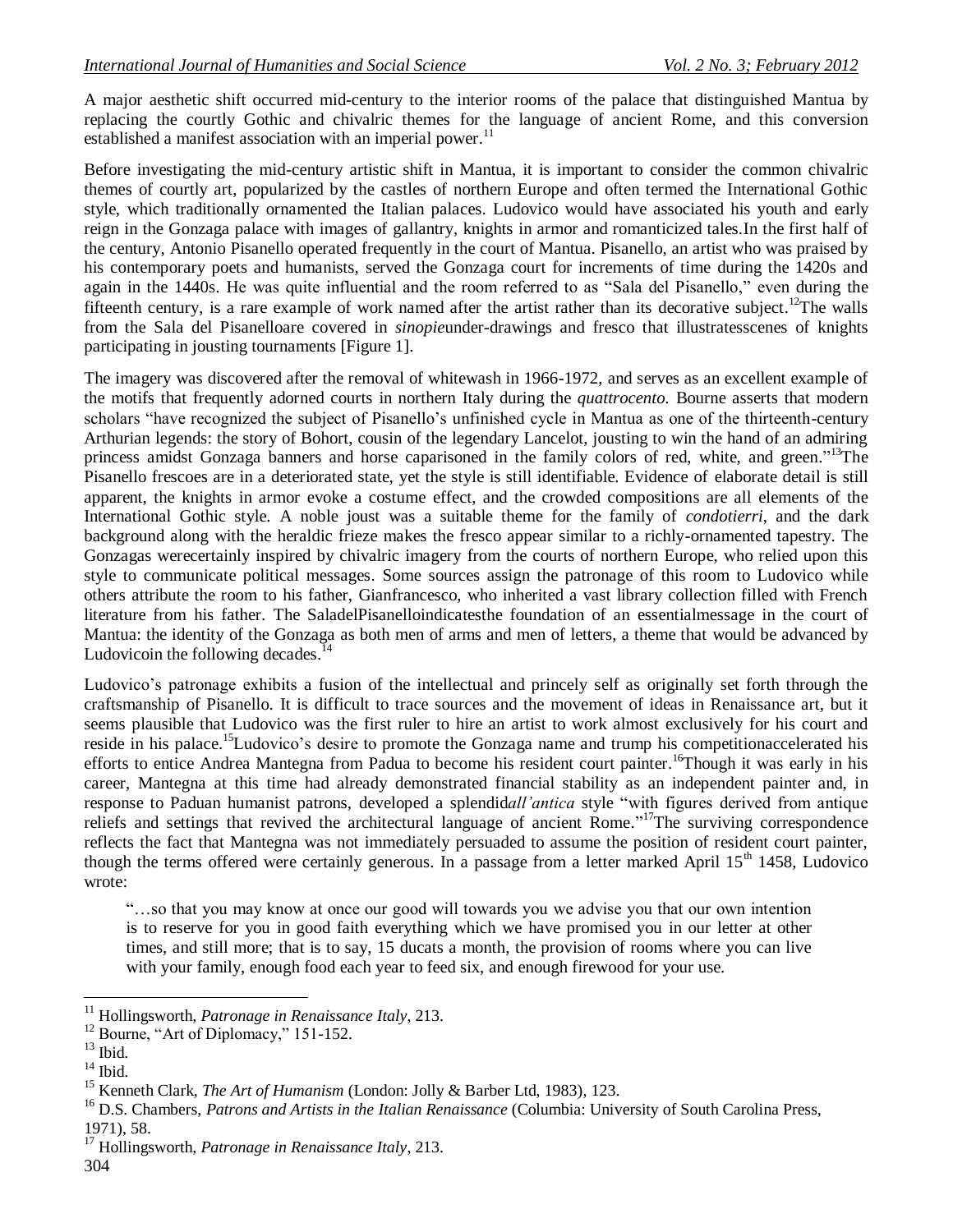A major aesthetic shift occurred mid-century to the interior rooms of the palace that distinguished Mantua by replacing the courtly Gothic and chivalric themes for the language of ancient Rome, and this conversion established a manifest association with an imperial power.[11]

Before investigating the mid-century artistic shift in Mantua, it is important to consider the common chivalric themes of courtly art, popularized by the castles of northern Europe and often termed the International Gothic style, which traditionally ornamented the Italian palaces. Ludovico would have associated his youth and early reign in the Gonzaga palace with images of gallantry, knights in armor and romanticized tales.In the first half of the century, Antonio Pisanello operated frequently in the court of Mantua. Pisanello, an artist who was praised by his contemporary poets and humanists, served the Gonzaga court for increments of time during the 1420s and again in the 1440s. He was quite influential and the room referred to as "Sala del Pisanello," even during the fifteenth century, is a rare example of work named after the artist rather than its decorative subject.[12]The walls from the Sala del Pisanelloare covered in *sinopie*under-drawings and fresco that illustratesscenes of knights participating in jousting tournaments [Figure 1].

The imagery was discovered after the removal of whitewash in 1966-1972, and serves as an excellent example of the motifs that frequently adorned courts in northern Italy during the *quattrocento.* Bourne asserts that modern scholars "have recognized the subject of Pisanello's unfinished cycle in Mantua as one of the thirteenth-century Arthurian legends: the story of Bohort, cousin of the legendary Lancelot, jousting to win the hand of an admiring princess amidst Gonzaga banners and horse caparisoned in the family colors of red, white, and green."[13]The Pisanello frescoes are in a deteriorated state, yet the style is still identifiable. Evidence of elaborate detail is still apparent, the knights in armor evoke a costume effect, and the crowded compositions are all elements of the International Gothic style. A noble joust was a suitable theme for the family of *condotierri*, and the dark background along with the heraldic frieze makes the fresco appear similar to a richly-ornamented tapestry. The Gonzagas werecertainly inspired by chivalric imagery from the courts of northern Europe, who relied upon this style to communicate political messages. Some sources assign the patronage of this room to Ludovico while others attribute the room to his father, Gianfrancesco, who inherited a vast library collection filled with French literature from his father. The SaladelPisanelloindicatesthe foundation of an essentialmessage in the court of Mantua: the identity of the Gonzaga as both men of arms and men of letters, a theme that would be advanced by Ludovicoin the following decades.[14]

Ludovico's patronage exhibits a fusion of the intellectual and princely self as originally set forth through the craftsmanship of Pisanello. It is difficult to trace sources and the movement of ideas in Renaissance art, but it seems plausible that Ludovico was the first ruler to hire an artist to work almost exclusively for his court and reside in his palace.[15]Ludovico's desire to promote the Gonzaga name and trump his competitionaccelerated his efforts to entice Andrea Mantegna from Padua to become his resident court painter.[16]Though it was early in his career, Mantegna at this time had already demonstrated financial stability as an independent painter and, in response to Paduan humanist patrons, developed a splendid*all'antica* style "with figures derived from antique reliefs and settings that revived the architectural language of ancient Rome."[17]The surviving correspondence reflects the fact that Mantegna was not immediately persuaded to assume the position of resident court painter, though the terms offered were certainly generous. In a passage from a letter marked April 15th 1458, Ludovico wrote:

> "…so that you may know at once our good will towards you we advise you that our own intention is to reserve for you in good faith everything which we have promised you in our letter at other times, and still more; that is to say, 15 ducats a month, the provision of rooms where you can live with your family, enough food each year to feed six, and enough firewood for your use.

---

[11] Hollingsworth, *Patronage in Renaissance Italy*, 213.

[12] Bourne, "Art of Diplomacy," 151-152.

[13] Ibid.

[14] Ibid.

[15] Kenneth Clark, *The Art of Humanism* (London: Jolly & Barber Ltd, 1983), 123.

[16] D.S. Chambers, *Patrons and Artists in the Italian Renaissance* (Columbia: University of South Carolina Press, 1971), 58.

[17] Hollingsworth, *Patronage in Renaissance Italy*, 213.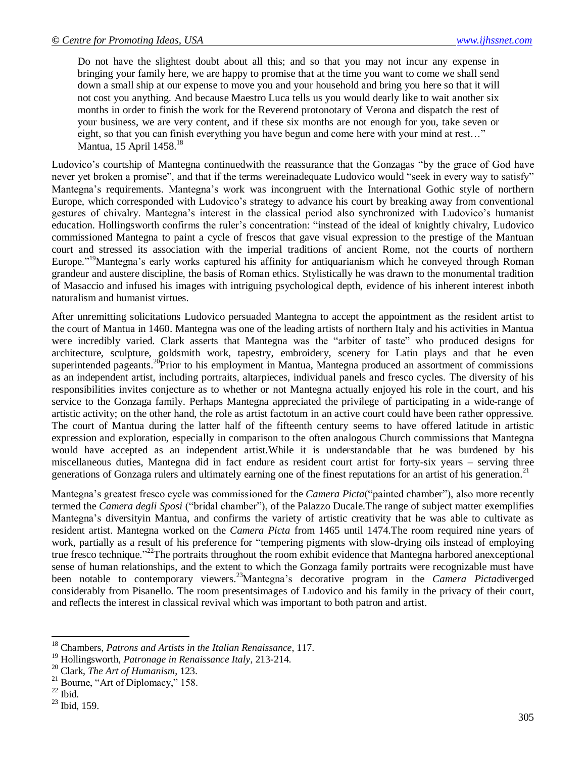> Do not have the slightest doubt about all this; and so that you may not incur any expense in bringing your family here, we are happy to promise that at the time you want to come we shall send down a small ship at our expense to move you and your household and bring you here so that it will not cost you anything. And because Maestro Luca tells us you would dearly like to wait another six months in order to finish the work for the Reverend protonotary of Verona and dispatch the rest of your business, we are very content, and if these six months are not enough for you, take seven or eight, so that you can finish everything you have begun and come here with your mind at rest…" Mantua, 15 April 1458.[18]

Ludovico's courtship of Mantegna continuedwith the reassurance that the Gonzagas "by the grace of God have never yet broken a promise", and that if the terms wereinadequate Ludovico would "seek in every way to satisfy" Mantegna's requirements. Mantegna's work was incongruent with the International Gothic style of northern Europe, which corresponded with Ludovico's strategy to advance his court by breaking away from conventional gestures of chivalry. Mantegna's interest in the classical period also synchronized with Ludovico's humanist education. Hollingsworth confirms the ruler's concentration: "instead of the ideal of knightly chivalry, Ludovico commissioned Mantegna to paint a cycle of frescos that gave visual expression to the prestige of the Mantuan court and stressed its association with the imperial traditions of ancient Rome, not the courts of northern Europe."[19]Mantegna's early works captured his affinity for antiquarianism which he conveyed through Roman grandeur and austere discipline, the basis of Roman ethics. Stylistically he was drawn to the monumental tradition of Masaccio and infused his images with intriguing psychological depth, evidence of his inherent interest inboth naturalism and humanist virtues.

After unremitting solicitations Ludovico persuaded Mantegna to accept the appointment as the resident artist to the court of Mantua in 1460. Mantegna was one of the leading artists of northern Italy and his activities in Mantua were incredibly varied. Clark asserts that Mantegna was the "arbiter of taste" who produced designs for architecture, sculpture, goldsmith work, tapestry, embroidery, scenery for Latin plays and that he even superintended pageants.[20]Prior to his employment in Mantua, Mantegna produced an assortment of commissions as an independent artist, including portraits, altarpieces, individual panels and fresco cycles. The diversity of his responsibilities invites conjecture as to whether or not Mantegna actually enjoyed his role in the court, and his service to the Gonzaga family. Perhaps Mantegna appreciated the privilege of participating in a wide-range of artistic activity; on the other hand, the role as artist factotum in an active court could have been rather oppressive. The court of Mantua during the latter half of the fifteenth century seems to have offered latitude in artistic expression and exploration, especially in comparison to the often analogous Church commissions that Mantegna would have accepted as an independent artist.While it is understandable that he was burdened by his miscellaneous duties, Mantegna did in fact endure as resident court artist for forty-six years – serving three generations of Gonzaga rulers and ultimately earning one of the finest reputations for an artist of his generation.[21]

Mantegna's greatest fresco cycle was commissioned for the *Camera Picta*("painted chamber"), also more recently termed the *Camera degli Sposi* ("bridal chamber"), of the Palazzo Ducale.The range of subject matter exemplifies Mantegna's diversityin Mantua, and confirms the variety of artistic creativity that he was able to cultivate as resident artist. Mantegna worked on the *Camera Picta* from 1465 until 1474.The room required nine years of work, partially as a result of his preference for "tempering pigments with slow-drying oils instead of employing true fresco technique."[22]The portraits throughout the room exhibit evidence that Mantegna harbored anexceptional sense of human relationships, and the extent to which the Gonzaga family portraits were recognizable must have been notable to contemporary viewers.[23]Mantegna's decorative program in the *Camera Picta*diverged considerably from Pisanello. The room presentsimages of Ludovico and his family in the privacy of their court, and reflects the interest in classical revival which was important to both patron and artist.

---

[18] Chambers, *Patrons and Artists in the Italian Renaissance*, 117.

[19] Hollingsworth, *Patronage in Renaissance Italy*, 213-214.

[20] Clark, *The Art of Humanism*, 123.

[21] Bourne, "Art of Diplomacy," 158.

[22] Ibid.

[23] Ibid, 159.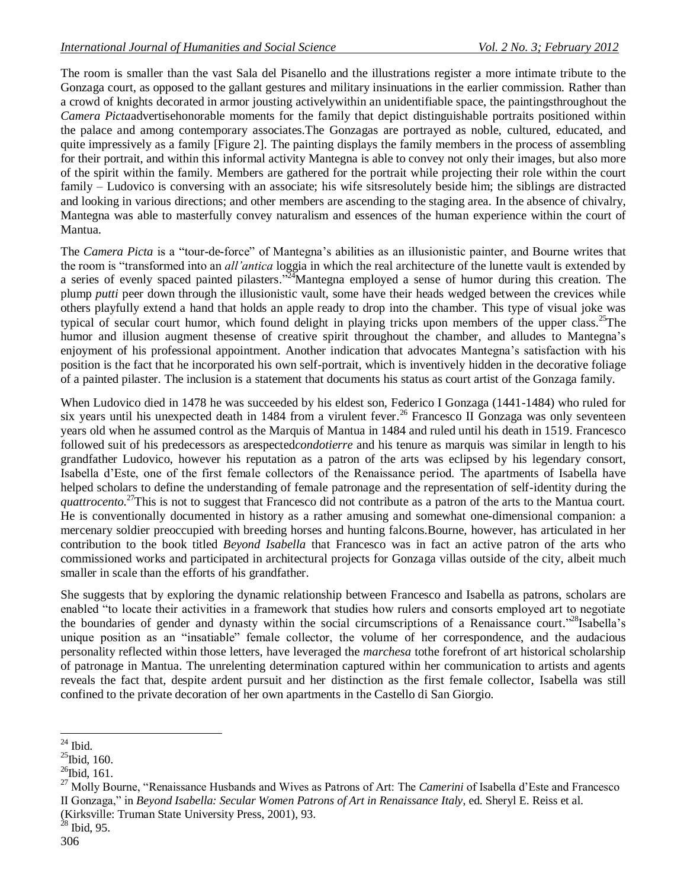The room is smaller than the vast Sala del Pisanello and the illustrations register a more intimate tribute to the Gonzaga court, as opposed to the gallant gestures and military insinuations in the earlier commission. Rather than a crowd of knights decorated in armor jousting activelywithin an unidentifiable space, the paintingsthroughout the *Camera Picta*advertisehonorable moments for the family that depict distinguishable portraits positioned within the palace and among contemporary associates.The Gonzagas are portrayed as noble, cultured, educated, and quite impressively as a family [Figure 2]. The painting displays the family members in the process of assembling for their portrait, and within this informal activity Mantegna is able to convey not only their images, but also more of the spirit within the family. Members are gathered for the portrait while projecting their role within the court family – Ludovico is conversing with an associate; his wife sitsresolutely beside him; the siblings are distracted and looking in various directions; and other members are ascending to the staging area. In the absence of chivalry, Mantegna was able to masterfully convey naturalism and essences of the human experience within the court of Mantua.

The *Camera Picta* is a "tour-de-force" of Mantegna's abilities as an illusionistic painter, and Bourne writes that the room is "transformed into an *all'antica* loggia in which the real architecture of the lunette vault is extended by a series of evenly spaced painted pilasters."[24]Mantegna employed a sense of humor during this creation. The plump *putti* peer down through the illusionistic vault, some have their heads wedged between the crevices while others playfully extend a hand that holds an apple ready to drop into the chamber. This type of visual joke was typical of secular court humor, which found delight in playing tricks upon members of the upper class.[25]The humor and illusion augment thesense of creative spirit throughout the chamber, and alludes to Mantegna's enjoyment of his professional appointment. Another indication that advocates Mantegna's satisfaction with his position is the fact that he incorporated his own self-portrait, which is inventively hidden in the decorative foliage of a painted pilaster. The inclusion is a statement that documents his status as court artist of the Gonzaga family.

When Ludovico died in 1478 he was succeeded by his eldest son, Federico I Gonzaga (1441-1484) who ruled for six years until his unexpected death in 1484 from a virulent fever.[26] Francesco II Gonzaga was only seventeen years old when he assumed control as the Marquis of Mantua in 1484 and ruled until his death in 1519. Francesco followed suit of his predecessors as arespected*condotierre* and his tenure as marquis was similar in length to his grandfather Ludovico, however his reputation as a patron of the arts was eclipsed by his legendary consort, Isabella d'Este, one of the first female collectors of the Renaissance period. The apartments of Isabella have helped scholars to define the understanding of female patronage and the representation of self-identity during the *quattrocento.*[27]This is not to suggest that Francesco did not contribute as a patron of the arts to the Mantua court. He is conventionally documented in history as a rather amusing and somewhat one-dimensional companion: a mercenary soldier preoccupied with breeding horses and hunting falcons.Bourne, however, has articulated in her contribution to the book titled *Beyond Isabella* that Francesco was in fact an active patron of the arts who commissioned works and participated in architectural projects for Gonzaga villas outside of the city, albeit much smaller in scale than the efforts of his grandfather.

She suggests that by exploring the dynamic relationship between Francesco and Isabella as patrons, scholars are enabled "to locate their activities in a framework that studies how rulers and consorts employed art to negotiate the boundaries of gender and dynasty within the social circumscriptions of a Renaissance court."[28]Isabella's unique position as an "insatiable" female collector, the volume of her correspondence, and the audacious personality reflected within those letters, have leveraged the *marchesa* tothe forefront of art historical scholarship of patronage in Mantua. The unrelenting determination captured within her communication to artists and agents reveals the fact that, despite ardent pursuit and her distinction as the first female collector, Isabella was still confined to the private decoration of her own apartments in the Castello di San Giorgio.

---

[24] Ibid.

[25] Ibid, 160.

[26] Ibid, 161.

[27] Molly Bourne, "Renaissance Husbands and Wives as Patrons of Art: The *Camerini* of Isabella d'Este and Francesco II Gonzaga," in *Beyond Isabella: Secular Women Patrons of Art in Renaissance Italy*, ed. Sheryl E. Reiss et al. (Kirksville: Truman State University Press, 2001), 93.

[28] Ibid, 95.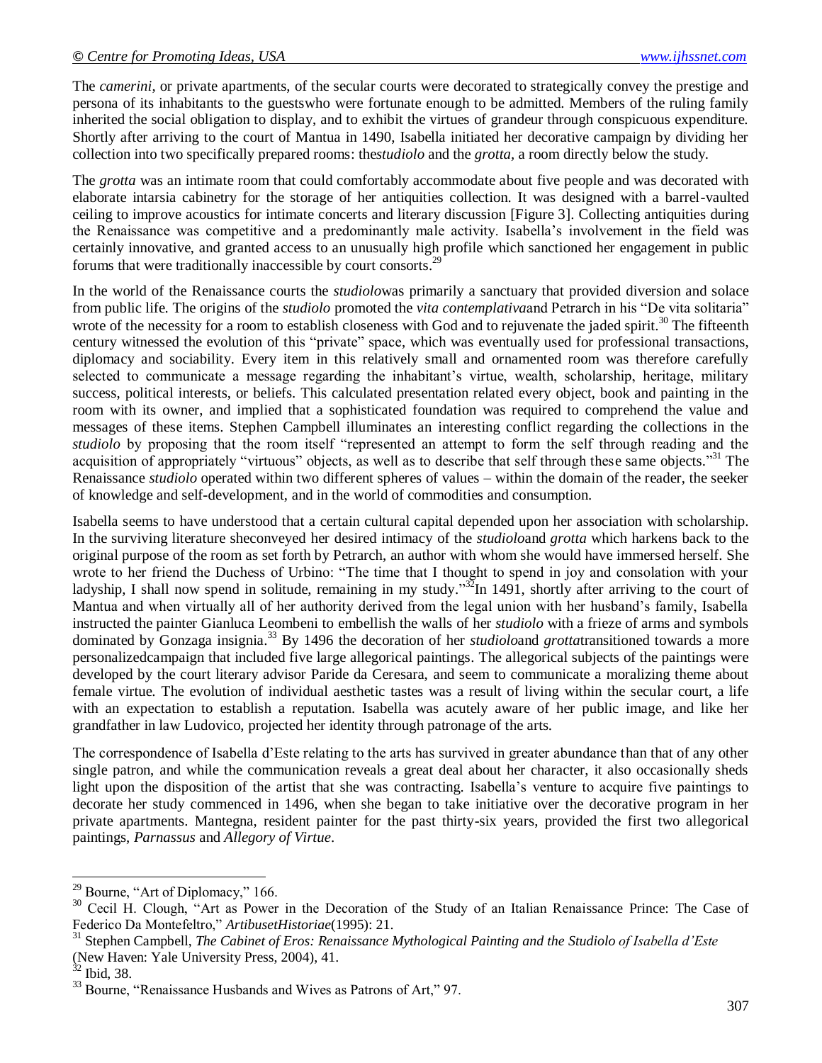The *camerini*, or private apartments, of the secular courts were decorated to strategically convey the prestige and persona of its inhabitants to the guestswho were fortunate enough to be admitted. Members of the ruling family inherited the social obligation to display, and to exhibit the virtues of grandeur through conspicuous expenditure. Shortly after arriving to the court of Mantua in 1490, Isabella initiated her decorative campaign by dividing her collection into two specifically prepared rooms: the*studiolo* and the *grotta,* a room directly below the study.

The *grotta* was an intimate room that could comfortably accommodate about five people and was decorated with elaborate intarsia cabinetry for the storage of her antiquities collection. It was designed with a barrel-vaulted ceiling to improve acoustics for intimate concerts and literary discussion [Figure 3]. Collecting antiquities during the Renaissance was competitive and a predominantly male activity. Isabella's involvement in the field was certainly innovative, and granted access to an unusually high profile which sanctioned her engagement in public forums that were traditionally inaccessible by court consorts.[29]

In the world of the Renaissance courts the *studiolo*was primarily a sanctuary that provided diversion and solace from public life. The origins of the *studiolo* promoted the *vita contemplativa*and Petrarch in his "De vita solitaria" wrote of the necessity for a room to establish closeness with God and to rejuvenate the jaded spirit.[30] The fifteenth century witnessed the evolution of this "private" space, which was eventually used for professional transactions, diplomacy and sociability. Every item in this relatively small and ornamented room was therefore carefully selected to communicate a message regarding the inhabitant's virtue, wealth, scholarship, heritage, military success, political interests, or beliefs. This calculated presentation related every object, book and painting in the room with its owner, and implied that a sophisticated foundation was required to comprehend the value and messages of these items. Stephen Campbell illuminates an interesting conflict regarding the collections in the *studiolo* by proposing that the room itself "represented an attempt to form the self through reading and the acquisition of appropriately "virtuous" objects, as well as to describe that self through these same objects."[31] The Renaissance *studiolo* operated within two different spheres of values – within the domain of the reader, the seeker of knowledge and self-development, and in the world of commodities and consumption.

Isabella seems to have understood that a certain cultural capital depended upon her association with scholarship. In the surviving literature sheconveyed her desired intimacy of the *studiolo*and *grotta* which harkens back to the original purpose of the room as set forth by Petrarch, an author with whom she would have immersed herself. She wrote to her friend the Duchess of Urbino: "The time that I thought to spend in joy and consolation with your ladyship, I shall now spend in solitude, remaining in my study."[32]In 1491, shortly after arriving to the court of Mantua and when virtually all of her authority derived from the legal union with her husband's family, Isabella instructed the painter Gianluca Leombeni to embellish the walls of her *studiolo* with a frieze of arms and symbols dominated by Gonzaga insignia.[33] By 1496 the decoration of her *studiolo*and *grotta*transitioned towards a more personalizedcampaign that included five large allegorical paintings. The allegorical subjects of the paintings were developed by the court literary advisor Paride da Ceresara, and seem to communicate a moralizing theme about female virtue. The evolution of individual aesthetic tastes was a result of living within the secular court, a life with an expectation to establish a reputation. Isabella was acutely aware of her public image, and like her grandfather in law Ludovico, projected her identity through patronage of the arts.

The correspondence of Isabella d'Este relating to the arts has survived in greater abundance than that of any other single patron, and while the communication reveals a great deal about her character, it also occasionally sheds light upon the disposition of the artist that she was contracting. Isabella's venture to acquire five paintings to decorate her study commenced in 1496, when she began to take initiative over the decorative program in her private apartments. Mantegna, resident painter for the past thirty-six years, provided the first two allegorical paintings, *Parnassus* and *Allegory of Virtue*.

---

[29] Bourne, "Art of Diplomacy," 166.

[30] Cecil H. Clough, "Art as Power in the Decoration of the Study of an Italian Renaissance Prince: The Case of Federico Da Montefeltro," *ArtibusetHistoriae*(1995): 21.

[31] Stephen Campbell, *The Cabinet of Eros: Renaissance Mythological Painting and the Studiolo of Isabella d'Este* (New Haven: Yale University Press, 2004), 41.

[32] Ibid, 38.

[33] Bourne, "Renaissance Husbands and Wives as Patrons of Art," 97.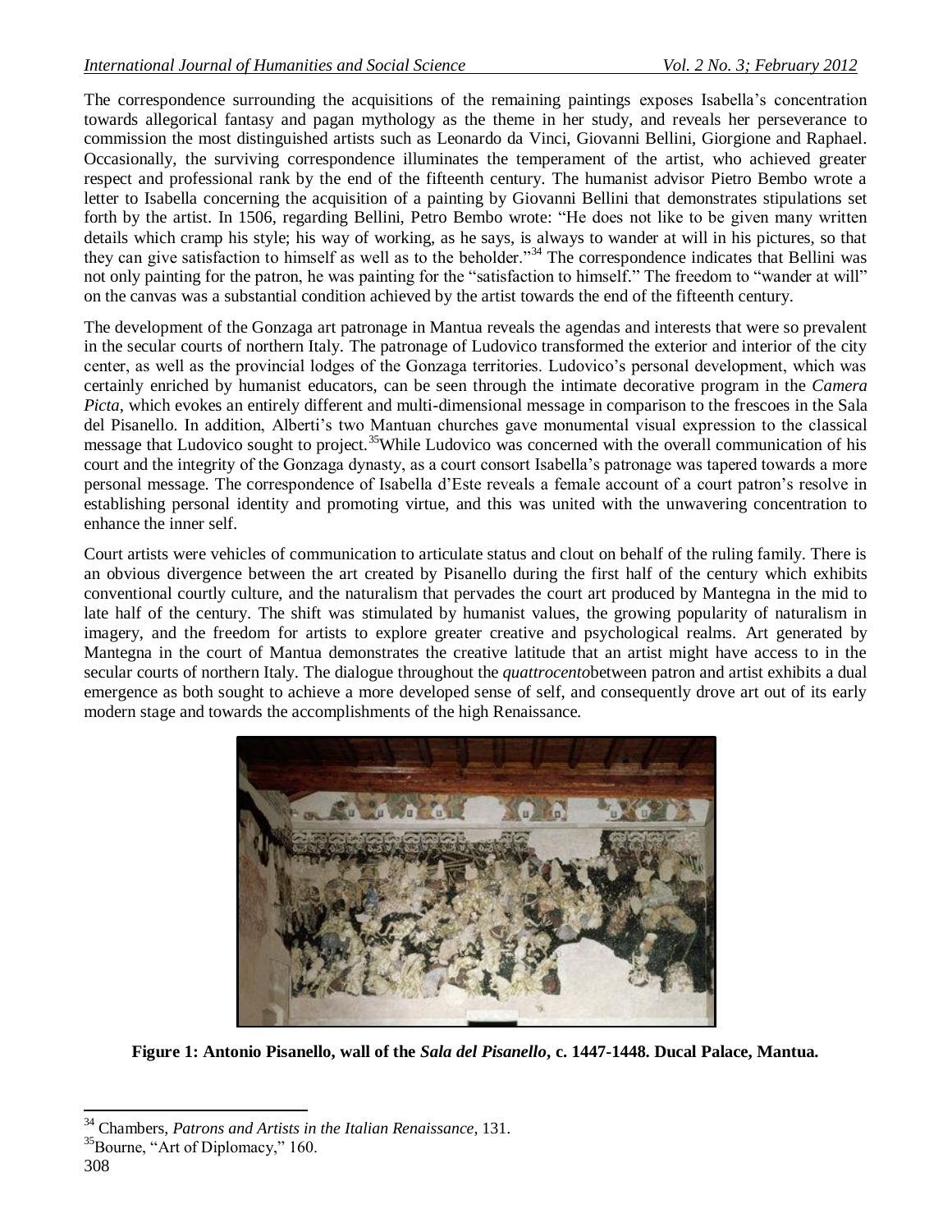The correspondence surrounding the acquisitions of the remaining paintings exposes Isabella's concentration towards allegorical fantasy and pagan mythology as the theme in her study, and reveals her perseverance to commission the most distinguished artists such as Leonardo da Vinci, Giovanni Bellini, Giorgione and Raphael. Occasionally, the surviving correspondence illuminates the temperament of the artist, who achieved greater respect and professional rank by the end of the fifteenth century. The humanist advisor Pietro Bembo wrote a letter to Isabella concerning the acquisition of a painting by Giovanni Bellini that demonstrates stipulations set forth by the artist. In 1506, regarding Bellini, Petro Bembo wrote: "He does not like to be given many written details which cramp his style; his way of working, as he says, is always to wander at will in his pictures, so that they can give satisfaction to himself as well as to the beholder."[34] The correspondence indicates that Bellini was not only painting for the patron, he was painting for the "satisfaction to himself." The freedom to "wander at will" on the canvas was a substantial condition achieved by the artist towards the end of the fifteenth century.

The development of the Gonzaga art patronage in Mantua reveals the agendas and interests that were so prevalent in the secular courts of northern Italy. The patronage of Ludovico transformed the exterior and interior of the city center, as well as the provincial lodges of the Gonzaga territories. Ludovico's personal development, which was certainly enriched by humanist educators, can be seen through the intimate decorative program in the *Camera Picta*, which evokes an entirely different and multi-dimensional message in comparison to the frescoes in the Sala del Pisanello. In addition, Alberti's two Mantuan churches gave monumental visual expression to the classical message that Ludovico sought to project.[35]While Ludovico was concerned with the overall communication of his court and the integrity of the Gonzaga dynasty, as a court consort Isabella's patronage was tapered towards a more personal message. The correspondence of Isabella d'Este reveals a female account of a court patron's resolve in establishing personal identity and promoting virtue, and this was united with the unwavering concentration to enhance the inner self.

Court artists were vehicles of communication to articulate status and clout on behalf of the ruling family. There is an obvious divergence between the art created by Pisanello during the first half of the century which exhibits conventional courtly culture, and the naturalism that pervades the court art produced by Mantegna in the mid to late half of the century. The shift was stimulated by humanist values, the growing popularity of naturalism in imagery, and the freedom for artists to explore greater creative and psychological realms. Art generated by Mantegna in the court of Mantua demonstrates the creative latitude that an artist might have access to in the secular courts of northern Italy. The dialogue throughout the *quattrocento*between patron and artist exhibits a dual emergence as both sought to achieve a more developed sense of self, and consequently drove art out of its early modern stage and towards the accomplishments of the high Renaissance.

**Figure 1: Antonio Pisanello, wall of the *Sala del Pisanello*, c. 1447-1448. Ducal Palace, Mantua.**

---

[34] Chambers, *Patrons and Artists in the Italian Renaissance*, 131.

[35]Bourne, "Art of Diplomacy," 160.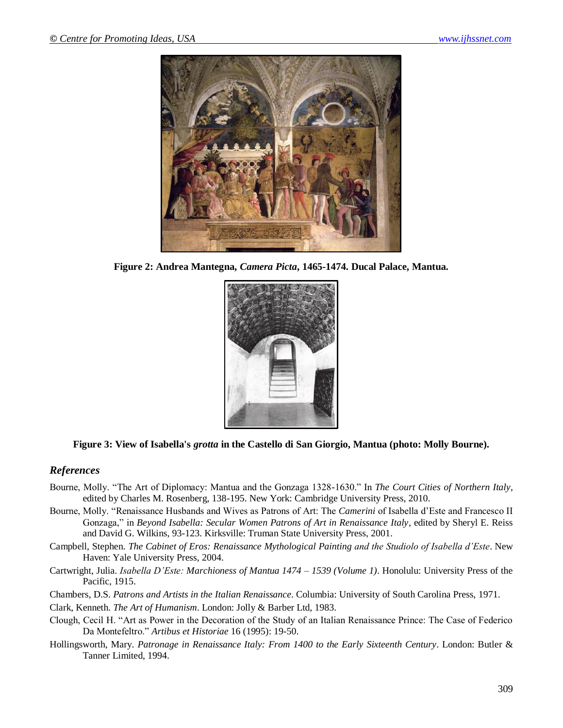**Figure 2: Andrea Mantegna, *Camera Picta*, 1465-1474. Ducal Palace, Mantua.**

**Figure 3: View of Isabella's *grotta* in the Castello di San Giorgio, Mantua (photo: Molly Bourne).**

## *References*

Bourne, Molly. "The Art of Diplomacy: Mantua and the Gonzaga 1328-1630." In *The Court Cities of Northern Italy*, edited by Charles M. Rosenberg, 138-195. New York: Cambridge University Press, 2010.

Bourne, Molly. "Renaissance Husbands and Wives as Patrons of Art: The *Camerini* of Isabella d'Este and Francesco II Gonzaga," in *Beyond Isabella: Secular Women Patrons of Art in Renaissance Italy*, edited by Sheryl E. Reiss and David G. Wilkins, 93-123. Kirksville: Truman State University Press, 2001.

Campbell, Stephen. *The Cabinet of Eros: Renaissance Mythological Painting and the Studiolo of Isabella d'Este*. New Haven: Yale University Press, 2004.

Cartwright, Julia. *Isabella D'Este: Marchioness of Mantua 1474 – 1539 (Volume 1)*. Honolulu: University Press of the Pacific, 1915.

Chambers, D.S. *Patrons and Artists in the Italian Renaissance*. Columbia: University of South Carolina Press, 1971.

Clark, Kenneth. *The Art of Humanism*. London: Jolly & Barber Ltd, 1983.

Clough, Cecil H. "Art as Power in the Decoration of the Study of an Italian Renaissance Prince: The Case of Federico Da Montefeltro." *Artibus et Historiae* 16 (1995): 19-50.

Hollingsworth, Mary. *Patronage in Renaissance Italy: From 1400 to the Early Sixteenth Century*. London: Butler & Tanner Limited, 1994.